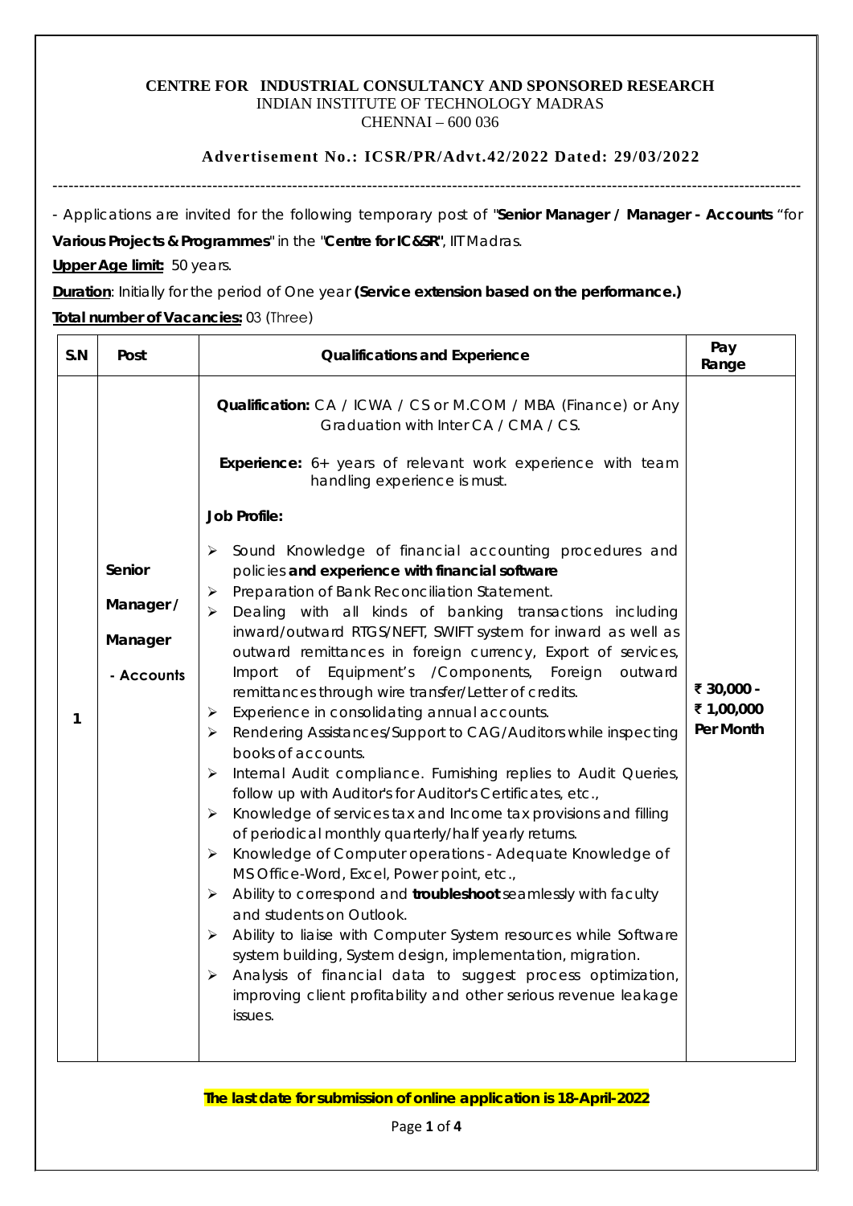**CENTRE FOR INDUSTRIAL CONSULTANCY AND SPONSORED RESEARCH**
INDIAN INSTITUTE OF TECHNOLOGY MADRAS
CHENNAI – 600 036

**Advertisement No.: ICSR/PR/Advt.42/2022 Dated: 29/03/2022**

---

- Applications are invited for the following temporary post of "**Senior Manager / Manager - Accounts** "for **Various Projects & Programmes**" in the "**Centre for IC&SR**", IIT Madras.

**Upper Age limit:** 50 years.

**Duration**: Initially for the period of One year **(Service extension based on the performance.)**

**Total number of Vacancies:** 03 (Three)

| S.N | Post | Qualifications and Experience | Pay Range |
|---|---|---|---|
| 1 | **Senior Manager / Manager - Accounts** | **Qualification:** CA / ICWA / CS or M.COM / MBA (Finance) or Any Graduation with Inter CA / CMA / CS.<br><br>**Experience:** 6+ years of relevant work experience with team handling experience is must.<br><br>**Job Profile:**<br>➢ Sound Knowledge of financial accounting procedures and policies **and experience with financial software**<br>➢ Preparation of Bank Reconciliation Statement.<br>➢ Dealing with all kinds of banking transactions including inward/outward RTGS/NEFT, SWIFT system for inward as well as outward remittances in foreign currency, Export of services, Import of Equipment's /Components, Foreign outward remittances through wire transfer/Letter of credits.<br>➢ Experience in consolidating annual accounts.<br>➢ Rendering Assistances/Support to CAG/Auditors while inspecting books of accounts.<br>➢ Internal Audit compliance. Furnishing replies to Audit Queries, follow up with Auditor's for Auditor's Certificates, etc.,<br>➢ Knowledge of services tax and Income tax provisions and filling of periodical monthly quarterly/half yearly returns.<br>➢ Knowledge of Computer operations - Adequate Knowledge of MS Office-Word, Excel, Power point, etc.,<br>➢ Ability to correspond and **troubleshoot** seamlessly with faculty and students on Outlook.<br>➢ Ability to liaise with Computer System resources while Software system building, System design, implementation, migration.<br>➢ Analysis of financial data to suggest process optimization, improving client profitability and other serious revenue leakage issues. | **₹ 30,000 - ₹ 1,00,000 Per Month** |

**The last date for submission of online application is 18-April-2022**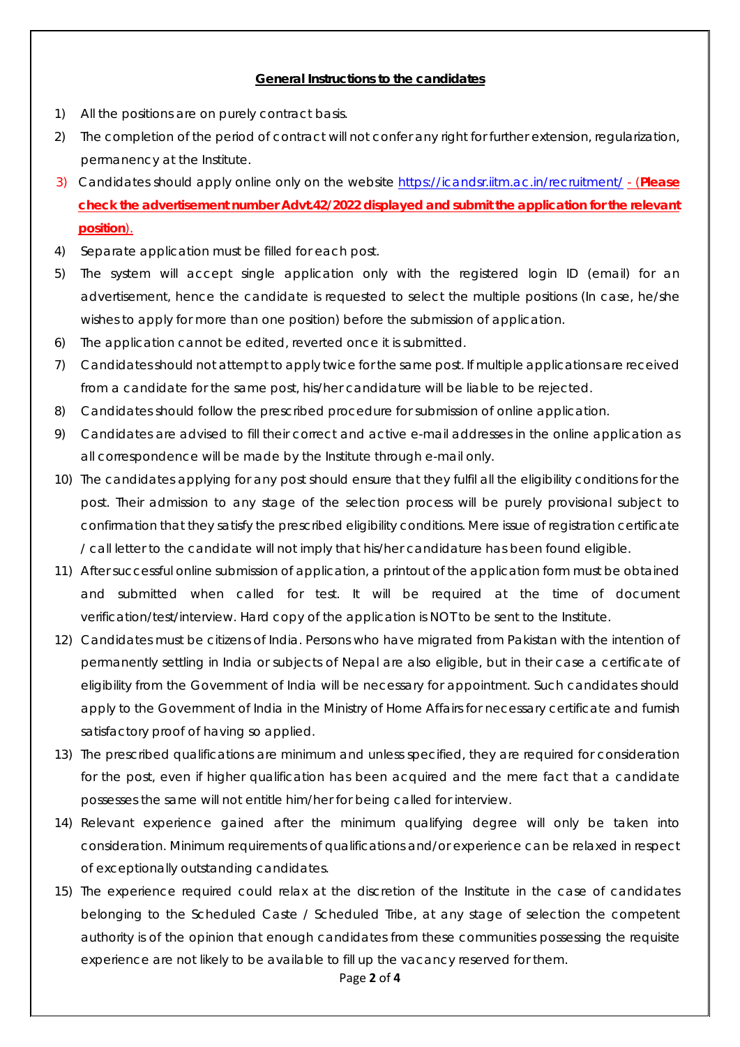**General Instructions to the candidates**

1) All the positions are on purely contract basis.
2) The completion of the period of contract will not confer any right for further extension, regularization, permanency at the Institute.
3) Candidates should apply online only on the website https://icandsr.iitm.ac.in/recruitment/ - (**Please check the advertisement number Advt.42/2022 displayed and submit the application for the relevant position**).
4) Separate application must be filled for each post.
5) The system will accept single application only with the registered login ID (email) for an advertisement, hence the candidate is requested to select the multiple positions (In case, he/she wishes to apply for more than one position) before the submission of application.
6) The application cannot be edited, reverted once it is submitted.
7) Candidates should not attempt to apply twice for the same post. If multiple applications are received from a candidate for the same post, his/her candidature will be liable to be rejected.
8) Candidates should follow the prescribed procedure for submission of online application.
9) Candidates are advised to fill their correct and active e-mail addresses in the online application as all correspondence will be made by the Institute through e-mail only.
10) The candidates applying for any post should ensure that they fulfil all the eligibility conditions for the post. Their admission to any stage of the selection process will be purely provisional subject to confirmation that they satisfy the prescribed eligibility conditions. Mere issue of registration certificate / call letter to the candidate will not imply that his/her candidature has been found eligible.
11) After successful online submission of application, a printout of the application form must be obtained and submitted when called for test. It will be required at the time of document verification/test/interview. Hard copy of the application is NOT to be sent to the Institute.
12) Candidates must be citizens of India. Persons who have migrated from Pakistan with the intention of permanently settling in India or subjects of Nepal are also eligible, but in their case a certificate of eligibility from the Government of India will be necessary for appointment. Such candidates should apply to the Government of India in the Ministry of Home Affairs for necessary certificate and furnish satisfactory proof of having so applied.
13) The prescribed qualifications are minimum and unless specified, they are required for consideration for the post, even if higher qualification has been acquired and the mere fact that a candidate possesses the same will not entitle him/her for being called for interview.
14) Relevant experience gained after the minimum qualifying degree will only be taken into consideration. Minimum requirements of qualifications and/or experience can be relaxed in respect of exceptionally outstanding candidates.
15) The experience required could relax at the discretion of the Institute in the case of candidates belonging to the Scheduled Caste / Scheduled Tribe, at any stage of selection the competent authority is of the opinion that enough candidates from these communities possessing the requisite experience are not likely to be available to fill up the vacancy reserved for them.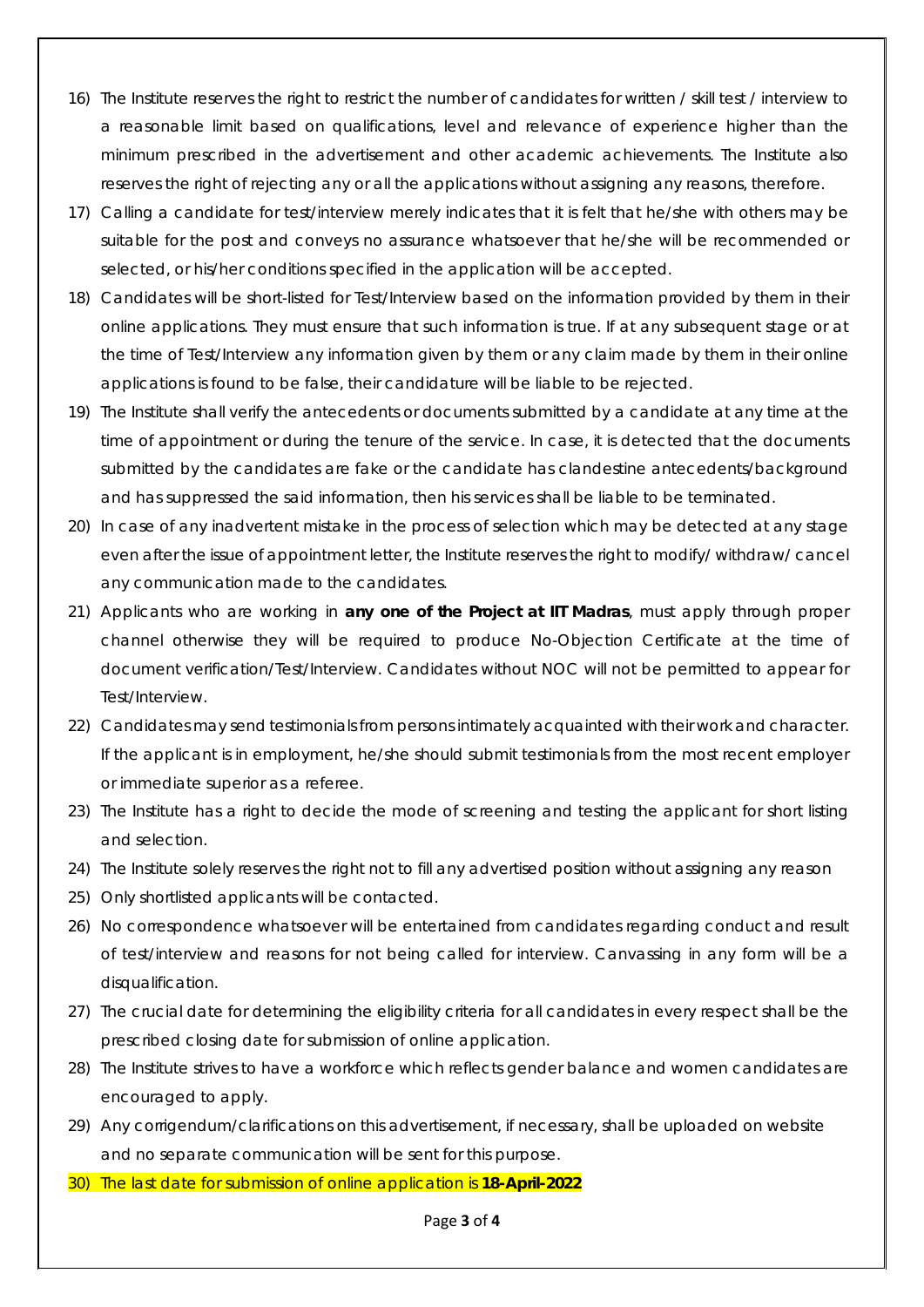16) The Institute reserves the right to restrict the number of candidates for written / skill test / interview to a reasonable limit based on qualifications, level and relevance of experience higher than the minimum prescribed in the advertisement and other academic achievements. The Institute also reserves the right of rejecting any or all the applications without assigning any reasons, therefore.
17) Calling a candidate for test/interview merely indicates that it is felt that he/she with others may be suitable for the post and conveys no assurance whatsoever that he/she will be recommended or selected, or his/her conditions specified in the application will be accepted.
18) Candidates will be short-listed for Test/Interview based on the information provided by them in their online applications. They must ensure that such information is true. If at any subsequent stage or at the time of Test/Interview any information given by them or any claim made by them in their online applications is found to be false, their candidature will be liable to be rejected.
19) The Institute shall verify the antecedents or documents submitted by a candidate at any time at the time of appointment or during the tenure of the service. In case, it is detected that the documents submitted by the candidates are fake or the candidate has clandestine antecedents/background and has suppressed the said information, then his services shall be liable to be terminated.
20) In case of any inadvertent mistake in the process of selection which may be detected at any stage even after the issue of appointment letter, the Institute reserves the right to modify/ withdraw/ cancel any communication made to the candidates.
21) Applicants who are working in **any one of the Project at IIT Madras**, must apply through proper channel otherwise they will be required to produce No-Objection Certificate at the time of document verification/Test/Interview. Candidates without NOC will not be permitted to appear for Test/Interview.
22) Candidates may send testimonials from persons intimately acquainted with their work and character. If the applicant is in employment, he/she should submit testimonials from the most recent employer or immediate superior as a referee.
23) The Institute has a right to decide the mode of screening and testing the applicant for short listing and selection.
24) The Institute solely reserves the right not to fill any advertised position without assigning any reason
25) Only shortlisted applicants will be contacted.
26) No correspondence whatsoever will be entertained from candidates regarding conduct and result of test/interview and reasons for not being called for interview. Canvassing in any form will be a disqualification.
27) The crucial date for determining the eligibility criteria for all candidates in every respect shall be the prescribed closing date for submission of online application.
28) The Institute strives to have a workforce which reflects gender balance and women candidates are encouraged to apply.
29) Any corrigendum/clarifications on this advertisement, if necessary, shall be uploaded on website and no separate communication will be sent for this purpose.
30) The last date for submission of online application is **18-April-2022**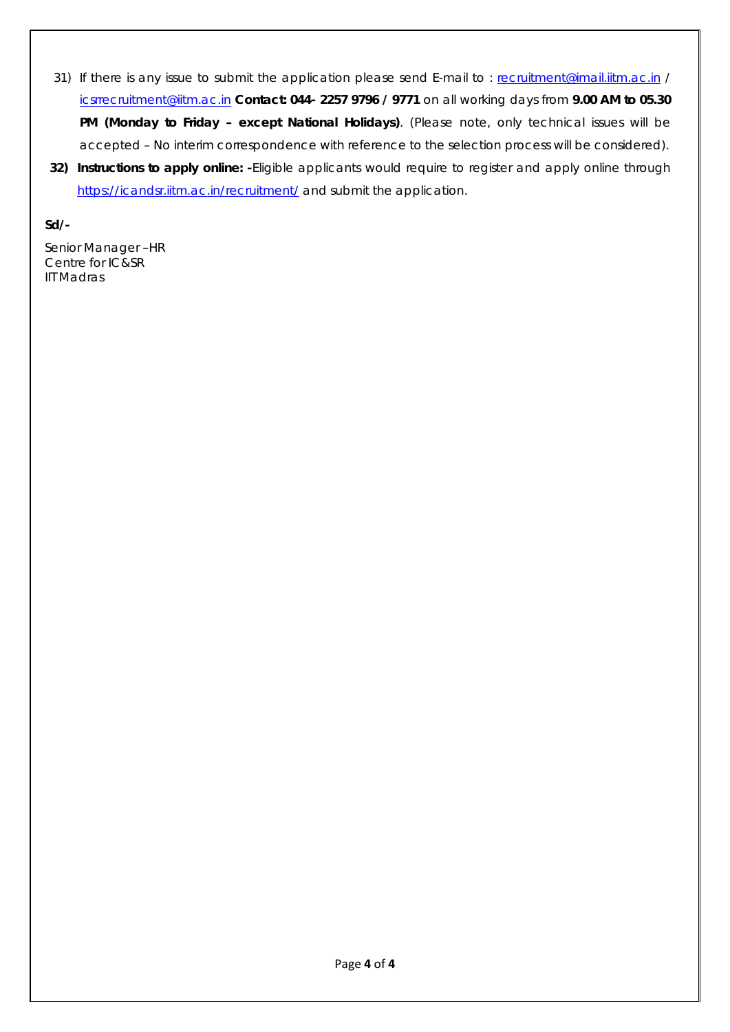31) If there is any issue to submit the application please send E-mail to : recruitment@imail.iitm.ac.in / icsrrecruitment@iitm.ac.in **Contact: 044- 2257 9796 / 9771** on all working days from **9.00 AM to 05.30 PM (Monday to Friday – except National Holidays)**. (Please note, only technical issues will be accepted – No interim correspondence with reference to the selection process will be considered).

32) **Instructions to apply online: -**Eligible applicants would require to register and apply online through https://icandsr.iitm.ac.in/recruitment/ and submit the application.

**Sd/-**

Senior Manager –HR
Centre for IC&SR
IIT Madras